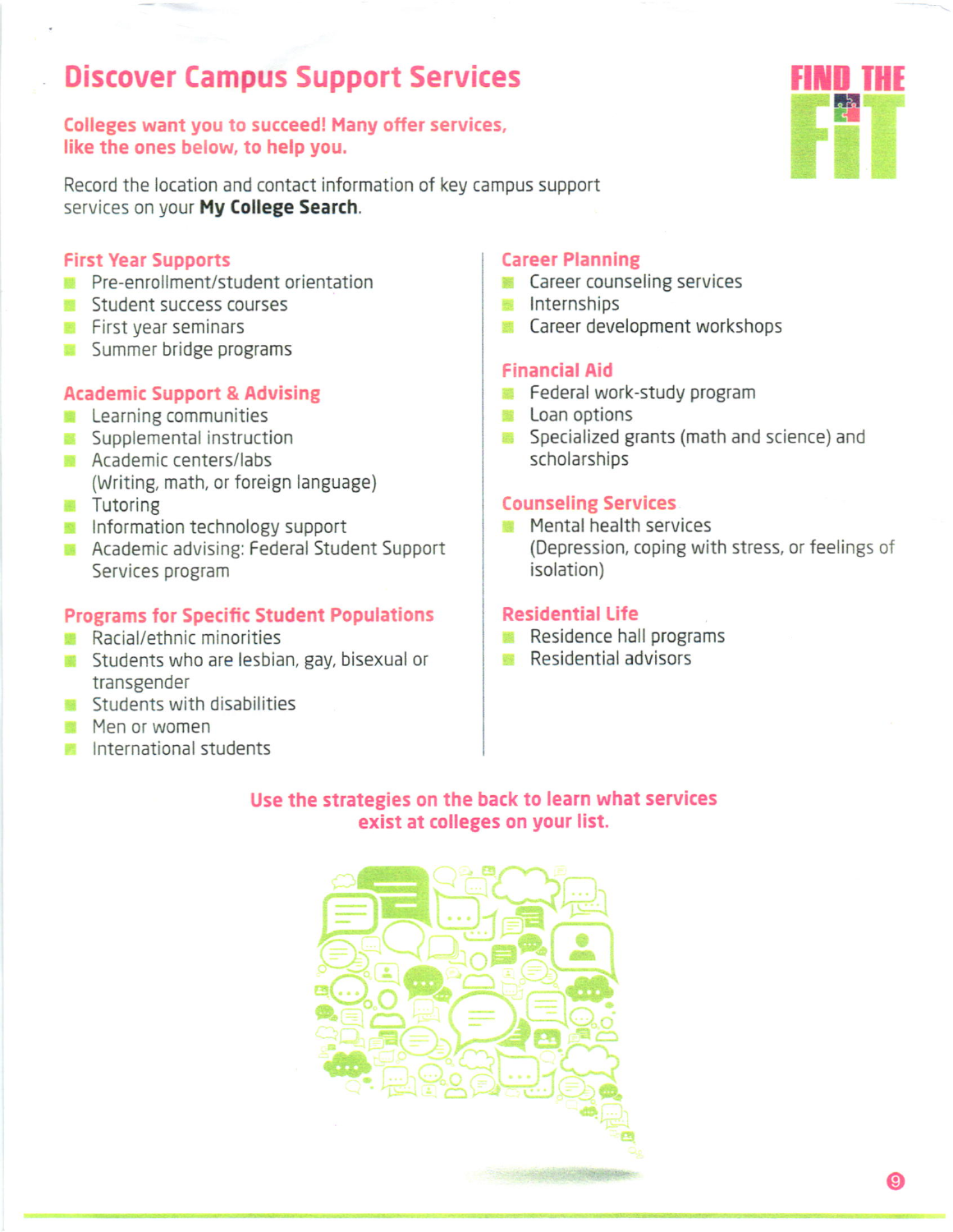# Discover Campus Support Services

FIND THE FIT

**Colleges want you to succeed! Many offer services, like the ones below, to help you.**

Record the location and contact information of key campus support services on your **My College Search**.

### First Year Supports

- Pre-enrollment/student orientation
- Student success courses
- First year seminars
- Summer bridge programs

### Academic Support & Advising

- Learning communities
- Supplemental instruction
- Academic centers/labs (Writing, math, or foreign language)
- Tutoring
- Information technology support
- Academic advising: Federal Student Support Services program

### Programs for Specific Student Populations

- Racial/ethnic minorities
- Students who are lesbian, gay, bisexual or transgender
- Students with disabilities
- Men or women
- International students

### Career Planning

- Career counseling services
- Internships
- Career development workshops

### Financial Aid

- Federal work-study program
- Loan options
- Specialized grants (math and science) and scholarships

### Counseling Services

- Mental health services (Depression, coping with stress, or feelings of isolation)

### Residential Life

- Residence hall programs
- Residential advisors

**Use the strategies on the back to learn what services exist at colleges on your list.**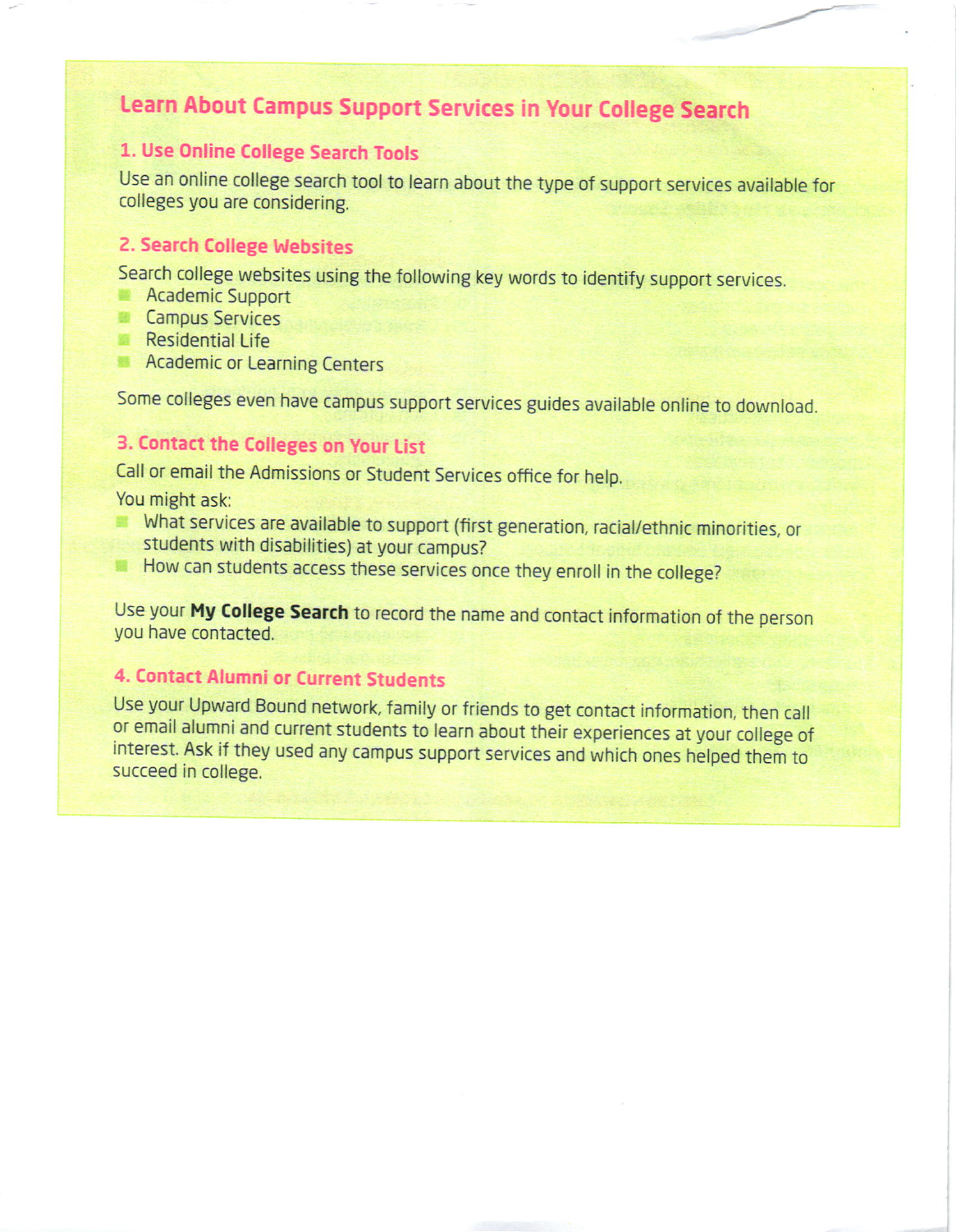# Learn About Campus Support Services in Your College Search

## 1. Use Online College Search Tools

Use an online college search tool to learn about the type of support services available for colleges you are considering.

## 2. Search College Websites

Search college websites using the following key words to identify support services.

- Academic Support
- Campus Services
- Residential Life
- Academic or Learning Centers

Some colleges even have campus support services guides available online to download.

## 3. Contact the Colleges on Your List

Call or email the Admissions or Student Services office for help.

You might ask:

- What services are available to support (first generation, racial/ethnic minorities, or students with disabilities) at your campus?
- How can students access these services once they enroll in the college?

Use your **My College Search** to record the name and contact information of the person you have contacted.

## 4. Contact Alumni or Current Students

Use your Upward Bound network, family or friends to get contact information, then call or email alumni and current students to learn about their experiences at your college of interest. Ask if they used any campus support services and which ones helped them to succeed in college.